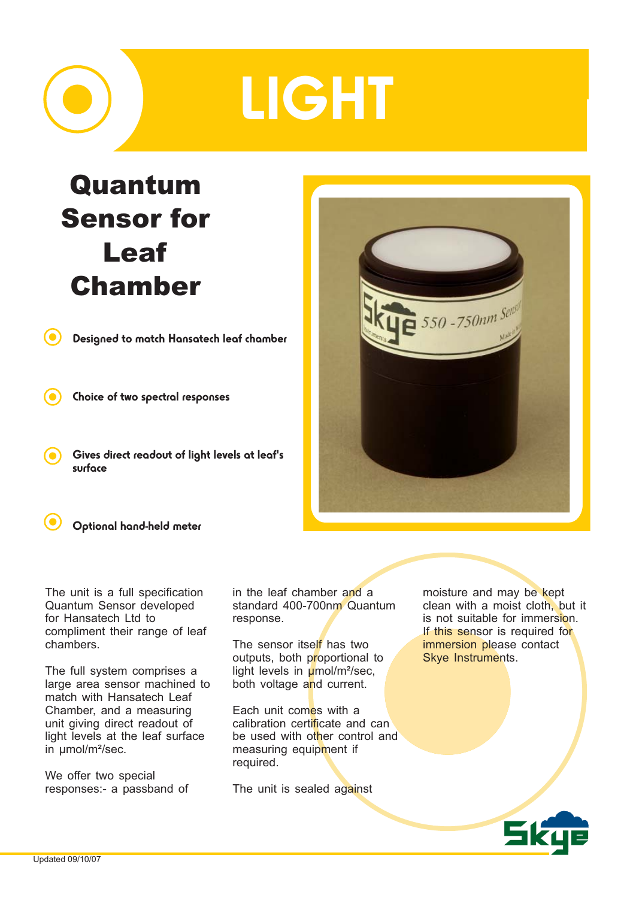# LIGHT

## Quantum Sensor for Leaf Chamber

- **Designed to match Hansatech leaf chamber**
- **Choice of two spectral responses**
- **Gives direct readout of light levels at leaf's surface**
- **Optional hand-held meter**

The unit is a full specification Quantum Sensor developed for Hansatech Ltd to compliment their range of leaf chambers.

The full system comprises a large area sensor machined to match with Hansatech Leaf Chamber, and a measuring unit giving direct readout of light levels at the leaf surface in µmol/m²/sec.

We offer two special responses:- a passband of 550-750nm for use in the leaf chamber and a standard 400-700nm Quantum response.

The sensor itself has two outputs, both proportional to light levels in µmol/m²/sec, both voltage and current.

Each unit comes with a calibration certificate and can be used with other control and measuring equipment if required.

The unit is sealed against moisture and may be kept clean with a moist cloth, but it is not suitable for immersion. If this sensor is required for immersion please contact Skye Instruments.

Updated 09/10/07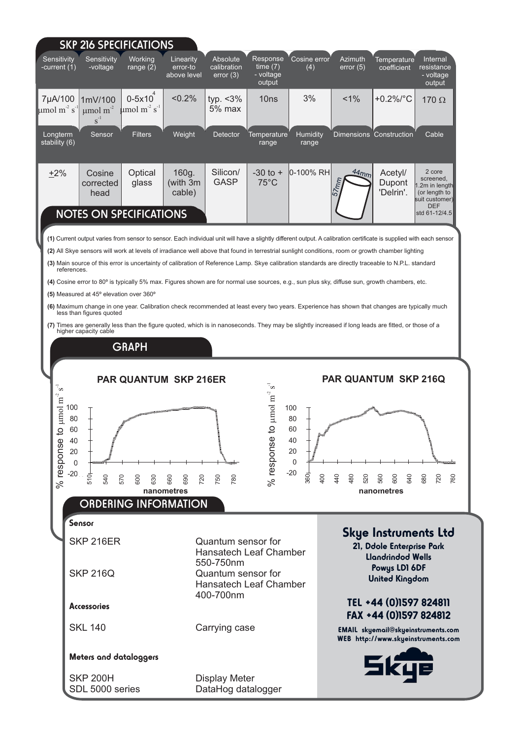## SKP 216 SPECIFICATIONS

| Sensitivity -current (1) | Sensitivity -voltage | Working range (2) | Linearity error-to above level | Absolute calibration error (3) | Response time (7) - voltage output | Cosine error (4) | Azimuth error (5) | Temperature coefficient | Internal resistance - voltage output |
|---|---|---|---|---|---|---|---|---|---|
| 7µA/100 $\mu mol\ m^{-2}\ s^{-1}$ | 1mV/100 $\mu mol\ m^{-2}\ s^{-1}$ | 0-5x$10^4$ $\mu mol\ m^{-2}\ s^{-1}$ | <0.2% | typ. <3% 5% max | 10ns | 3% | <1% | +0.2%/°C | 170 Ω |
| **Longterm stability (6)** | **Sensor** | **Filters** | **Weight** | **Detector** | **Temperature range** | **Humidity range** | **Dimensions** | **Construction** | **Cable** |
| ±2% | Cosine corrected head | Optical glass | 160g. (with 3m cable) | Silicon/ GASP | -30 to + 75°C | 0-100% RH | 44mm, 57mm | Acetyl/ Dupont 'Delrin'. | 2 core screened, 1.2m in length (or length to suit customer) DEF std 61-12/4.5 |

## NOTES ON SPECIFICATIONS

**(1)** Current output varies from sensor to sensor. Each individual unit will have a slightly different output. A calibration certificate is supplied with each sensor

**(2)** All Skye sensors will work at levels of irradiance well above that found in terrestrial sunlight conditions, room or growth chamber lighting

**(3)** Main source of this error is uncertainty of calibration of Reference Lamp. Skye calibration standards are directly traceable to N.P.L. standard references.

**(4)** Cosine error to 80º is typically 5% max. Figures shown are for normal use sources, e.g., sun plus sky, diffuse sun, growth chambers, etc.

**(5)** Measured at 45º elevation over 360º

**(6)** Maximum change in one year. Calibration check recommended at least every two years. Experience has shown that changes are typically much less than figures quoted

**(7)** Times are generally less than the figure quoted, which is in nanoseconds. They may be slightly increased if long leads are fitted, or those of a higher capacity cable

## GRAPH

PAR QUANTUM SKP 216ER

% response to $\mu mol\ m^{-2}\ s^{-1}$

100, 80, 60, 40, 20, 0, -20

510, 540, 570, 600, 630, 660, 690, 720, 750, 780

nanometres

PAR QUANTUM SKP 216Q

% response to $\mu mol\ m^{-2}\ s^{-1}$

100, 80, 60, 40, 20, 0, -20

360, 400, 440, 480, 520, 560, 600, 640, 680, 720, 760

nanometres

## ORDERING INFORMATION

### Sensor

| | |
|---|---|
| SKP 216ER | Quantum sensor for Hansatech Leaf Chamber 550-750nm |
| SKP 216Q | Quantum sensor for Hansatech Leaf Chamber 400-700nm |

### Accessories

| | |
|---|---|
| SKL 140 | Carrying case |

### Meters and dataloggers

| | |
|---|---|
| SKP 200H | Display Meter |
| SDL 5000 series | DataHog datalogger |

**Skye Instruments Ltd**
21, Ddole Enterprise Park
Llandrindod Wells
Powys LD1 6DF
United Kingdom

TEL +44 (0)1597 824811
FAX +44 (0)1597 824812

EMAIL skyemail@skyeinstruments.com
WEB http://www.skyeinstruments.com

Skye